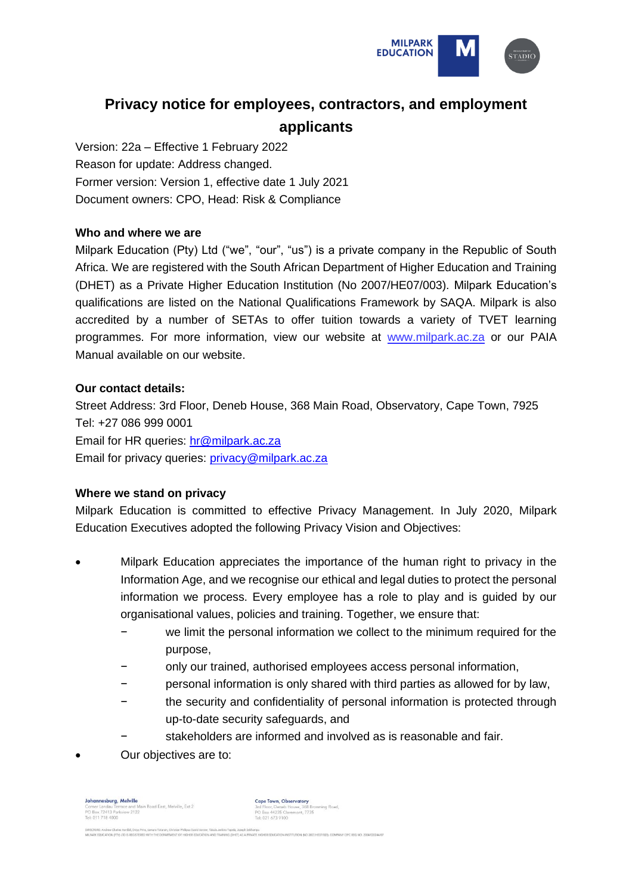# Privacy notice for employees, contractors, and employment applicants

Version: 22a – Effective 1 February 2022
Reason for update: Address changed.
Former version: Version 1, effective date 1 July 2021
Document owners: CPO, Head: Risk & Compliance

**Who and where we are**

Milpark Education (Pty) Ltd ("we", "our", "us") is a private company in the Republic of South Africa. We are registered with the South African Department of Higher Education and Training (DHET) as a Private Higher Education Institution (No 2007/HE07/003). Milpark Education's qualifications are listed on the National Qualifications Framework by SAQA. Milpark is also accredited by a number of SETAs to offer tuition towards a variety of TVET learning programmes. For more information, view our website at [www.milpark.ac.za](http://www.milpark.ac.za) or our PAIA Manual available on our website.

**Our contact details:**

Street Address: 3rd Floor, Deneb House, 368 Main Road, Observatory, Cape Town, 7925
Tel: +27 086 999 0001
Email for HR queries: [hr@milpark.ac.za](mailto:hr@milpark.ac.za)
Email for privacy queries: [privacy@milpark.ac.za](mailto:privacy@milpark.ac.za)

**Where we stand on privacy**

Milpark Education is committed to effective Privacy Management. In July 2020, Milpark Education Executives adopted the following Privacy Vision and Objectives:

- Milpark Education appreciates the importance of the human right to privacy in the Information Age, and we recognise our ethical and legal duties to protect the personal information we process. Every employee has a role to play and is guided by our organisational values, policies and training. Together, we ensure that:
  - we limit the personal information we collect to the minimum required for the purpose,
  - only our trained, authorised employees access personal information,
  - personal information is only shared with third parties as allowed for by law,
  - the security and confidentiality of personal information is protected through up-to-date security safeguards, and
  - stakeholders are informed and involved as is reasonable and fair.
- Our objectives are to: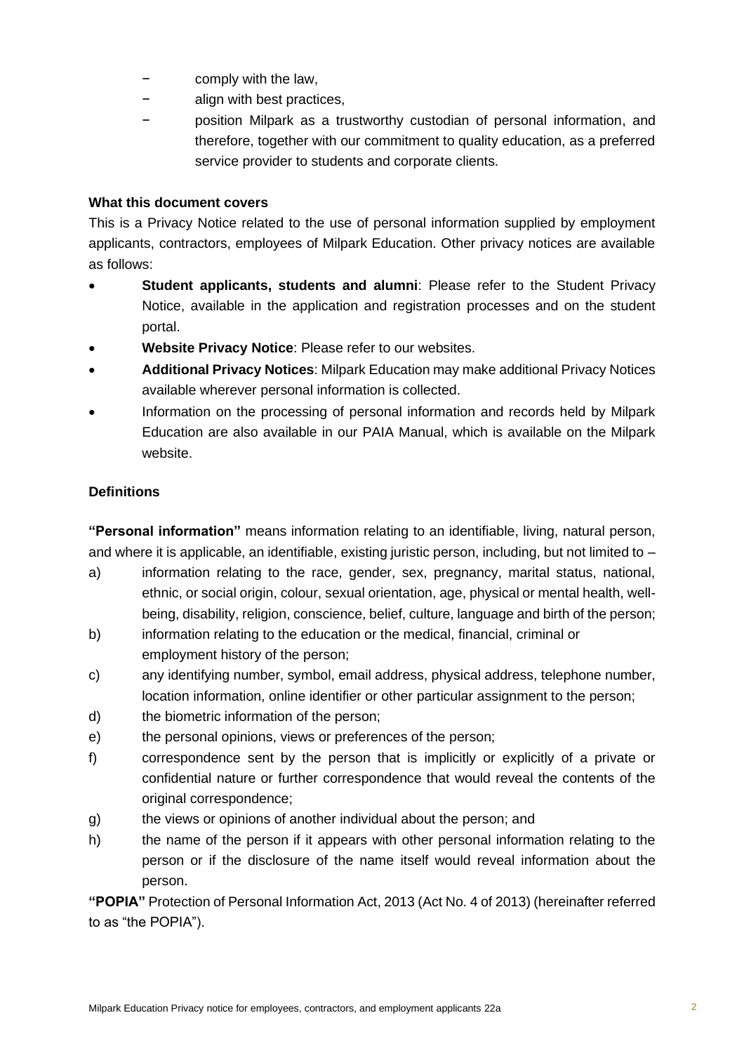- comply with the law,
- align with best practices,
- position Milpark as a trustworthy custodian of personal information, and therefore, together with our commitment to quality education, as a preferred service provider to students and corporate clients.

**What this document covers**

This is a Privacy Notice related to the use of personal information supplied by employment applicants, contractors, employees of Milpark Education. Other privacy notices are available as follows:

- **Student applicants, students and alumni**: Please refer to the Student Privacy Notice, available in the application and registration processes and on the student portal.
- **Website Privacy Notice**: Please refer to our websites.
- **Additional Privacy Notices**: Milpark Education may make additional Privacy Notices available wherever personal information is collected.
- Information on the processing of personal information and records held by Milpark Education are also available in our PAIA Manual, which is available on the Milpark website.

**Definitions**

**"Personal information"** means information relating to an identifiable, living, natural person, and where it is applicable, an identifiable, existing juristic person, including, but not limited to –

a) information relating to the race, gender, sex, pregnancy, marital status, national, ethnic, or social origin, colour, sexual orientation, age, physical or mental health, well-being, disability, religion, conscience, belief, culture, language and birth of the person;

b) information relating to the education or the medical, financial, criminal or employment history of the person;

c) any identifying number, symbol, email address, physical address, telephone number, location information, online identifier or other particular assignment to the person;

d) the biometric information of the person;

e) the personal opinions, views or preferences of the person;

f) correspondence sent by the person that is implicitly or explicitly of a private or confidential nature or further correspondence that would reveal the contents of the original correspondence;

g) the views or opinions of another individual about the person; and

h) the name of the person if it appears with other personal information relating to the person or if the disclosure of the name itself would reveal information about the person.

**"POPIA"** Protection of Personal Information Act, 2013 (Act No. 4 of 2013) (hereinafter referred to as "the POPIA").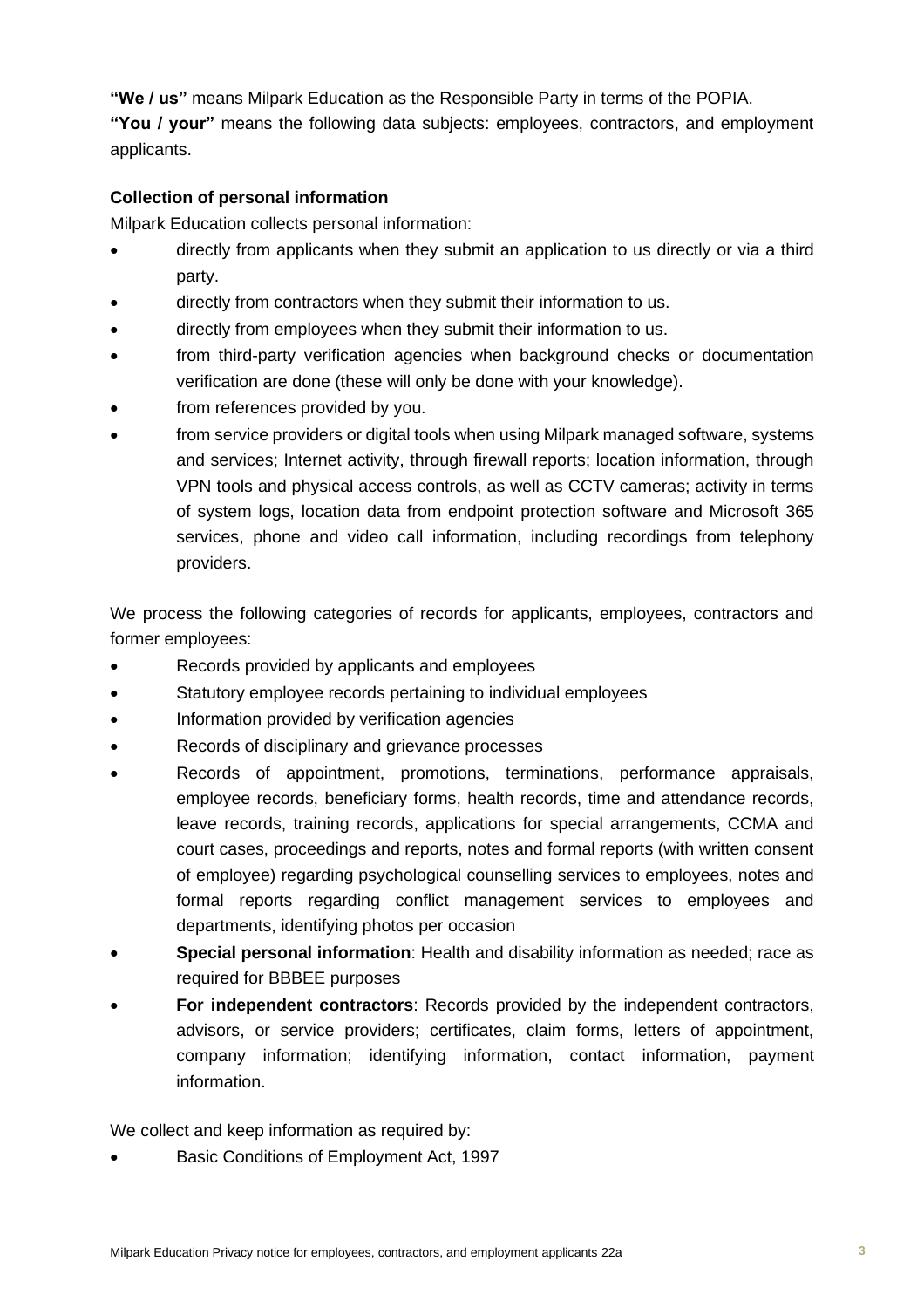**"We / us"** means Milpark Education as the Responsible Party in terms of the POPIA.

**"You / your"** means the following data subjects: employees, contractors, and employment applicants.

**Collection of personal information**

Milpark Education collects personal information:

- directly from applicants when they submit an application to us directly or via a third party.
- directly from contractors when they submit their information to us.
- directly from employees when they submit their information to us.
- from third-party verification agencies when background checks or documentation verification are done (these will only be done with your knowledge).
- from references provided by you.
- from service providers or digital tools when using Milpark managed software, systems and services; Internet activity, through firewall reports; location information, through VPN tools and physical access controls, as well as CCTV cameras; activity in terms of system logs, location data from endpoint protection software and Microsoft 365 services, phone and video call information, including recordings from telephony providers.

We process the following categories of records for applicants, employees, contractors and former employees:

- Records provided by applicants and employees
- Statutory employee records pertaining to individual employees
- Information provided by verification agencies
- Records of disciplinary and grievance processes
- Records of appointment, promotions, terminations, performance appraisals, employee records, beneficiary forms, health records, time and attendance records, leave records, training records, applications for special arrangements, CCMA and court cases, proceedings and reports, notes and formal reports (with written consent of employee) regarding psychological counselling services to employees, notes and formal reports regarding conflict management services to employees and departments, identifying photos per occasion
- **Special personal information**: Health and disability information as needed; race as required for BBBEE purposes
- **For independent contractors**: Records provided by the independent contractors, advisors, or service providers; certificates, claim forms, letters of appointment, company information; identifying information, contact information, payment information.

We collect and keep information as required by:

- Basic Conditions of Employment Act, 1997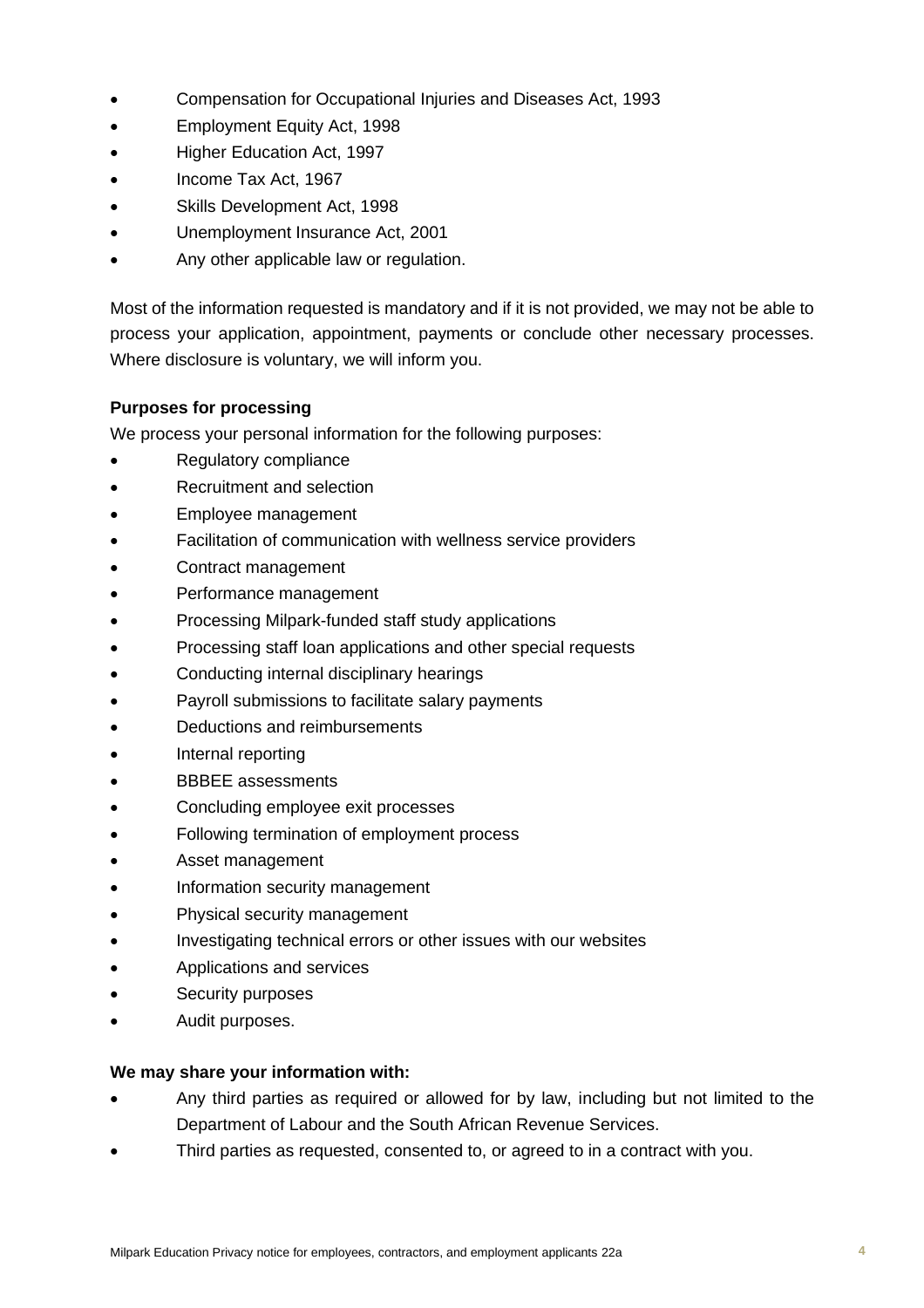- Compensation for Occupational Injuries and Diseases Act, 1993
- Employment Equity Act, 1998
- Higher Education Act, 1997
- Income Tax Act, 1967
- Skills Development Act, 1998
- Unemployment Insurance Act, 2001
- Any other applicable law or regulation.

Most of the information requested is mandatory and if it is not provided, we may not be able to process your application, appointment, payments or conclude other necessary processes. Where disclosure is voluntary, we will inform you.

**Purposes for processing**

We process your personal information for the following purposes:

- Regulatory compliance
- Recruitment and selection
- Employee management
- Facilitation of communication with wellness service providers
- Contract management
- Performance management
- Processing Milpark-funded staff study applications
- Processing staff loan applications and other special requests
- Conducting internal disciplinary hearings
- Payroll submissions to facilitate salary payments
- Deductions and reimbursements
- Internal reporting
- BBBEE assessments
- Concluding employee exit processes
- Following termination of employment process
- Asset management
- Information security management
- Physical security management
- Investigating technical errors or other issues with our websites
- Applications and services
- Security purposes
- Audit purposes.

**We may share your information with:**

- Any third parties as required or allowed for by law, including but not limited to the Department of Labour and the South African Revenue Services.
- Third parties as requested, consented to, or agreed to in a contract with you.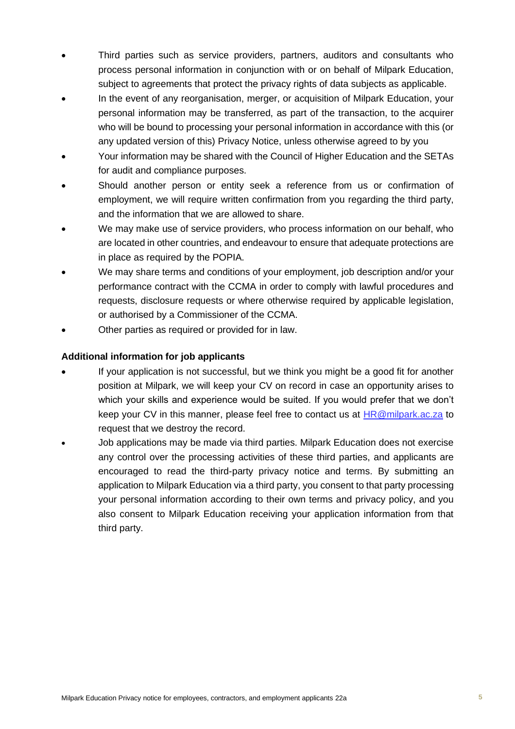- Third parties such as service providers, partners, auditors and consultants who process personal information in conjunction with or on behalf of Milpark Education, subject to agreements that protect the privacy rights of data subjects as applicable.
- In the event of any reorganisation, merger, or acquisition of Milpark Education, your personal information may be transferred, as part of the transaction, to the acquirer who will be bound to processing your personal information in accordance with this (or any updated version of this) Privacy Notice, unless otherwise agreed to by you
- Your information may be shared with the Council of Higher Education and the SETAs for audit and compliance purposes.
- Should another person or entity seek a reference from us or confirmation of employment, we will require written confirmation from you regarding the third party, and the information that we are allowed to share.
- We may make use of service providers, who process information on our behalf, who are located in other countries, and endeavour to ensure that adequate protections are in place as required by the POPIA.
- We may share terms and conditions of your employment, job description and/or your performance contract with the CCMA in order to comply with lawful procedures and requests, disclosure requests or where otherwise required by applicable legislation, or authorised by a Commissioner of the CCMA.
- Other parties as required or provided for in law.

**Additional information for job applicants**

- If your application is not successful, but we think you might be a good fit for another position at Milpark, we will keep your CV on record in case an opportunity arises to which your skills and experience would be suited. If you would prefer that we don't keep your CV in this manner, please feel free to contact us at HR@milpark.ac.za to request that we destroy the record.
- Job applications may be made via third parties. Milpark Education does not exercise any control over the processing activities of these third parties, and applicants are encouraged to read the third-party privacy notice and terms. By submitting an application to Milpark Education via a third party, you consent to that party processing your personal information according to their own terms and privacy policy, and you also consent to Milpark Education receiving your application information from that third party.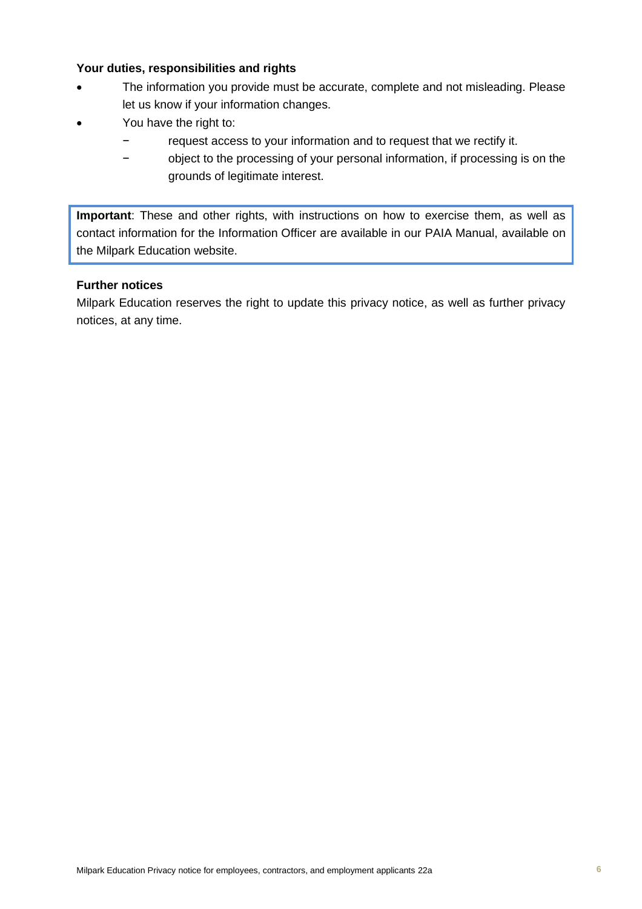**Your duties, responsibilities and rights**

- The information you provide must be accurate, complete and not misleading. Please let us know if your information changes.
- You have the right to:
  - request access to your information and to request that we rectify it.
  - object to the processing of your personal information, if processing is on the grounds of legitimate interest.

**Important**: These and other rights, with instructions on how to exercise them, as well as contact information for the Information Officer are available in our PAIA Manual, available on the Milpark Education website.

**Further notices**

Milpark Education reserves the right to update this privacy notice, as well as further privacy notices, at any time.